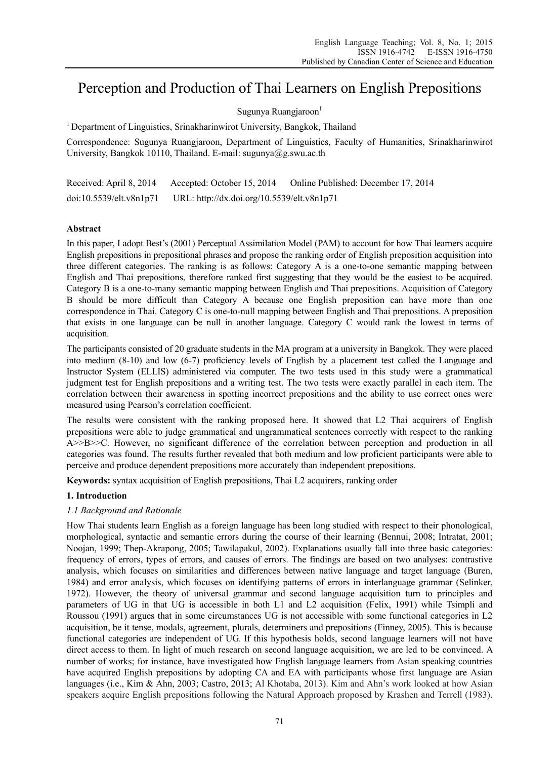# Perception and Production of Thai Learners on English Prepositions

Sugunya Ruangjaroon[1]

[1] Department of Linguistics, Srinakharinwirot University, Bangkok, Thailand

Correspondence: Sugunya Ruangjaroon, Department of Linguistics, Faculty of Humanities, Srinakharinwirot University, Bangkok 10110, Thailand. E-mail: sugunya@g.swu.ac.th

Received: April 8, 2014 Accepted: October 15, 2014 Online Published: December 17, 2014

doi:10.5539/elt.v8n1p71 URL: http://dx.doi.org/10.5539/elt.v8n1p71

## Abstract

In this paper, I adopt Best's (2001) Perceptual Assimilation Model (PAM) to account for how Thai learners acquire English prepositions in prepositional phrases and propose the ranking order of English preposition acquisition into three different categories. The ranking is as follows: Category A is a one-to-one semantic mapping between English and Thai prepositions, therefore ranked first suggesting that they would be the easiest to be acquired. Category B is a one-to-many semantic mapping between English and Thai prepositions. Acquisition of Category B should be more difficult than Category A because one English preposition can have more than one correspondence in Thai. Category C is one-to-null mapping between English and Thai prepositions. A preposition that exists in one language can be null in another language. Category C would rank the lowest in terms of acquisition.

The participants consisted of 20 graduate students in the MA program at a university in Bangkok. They were placed into medium (8-10) and low (6-7) proficiency levels of English by a placement test called the Language and Instructor System (ELLIS) administered via computer. The two tests used in this study were a grammatical judgment test for English prepositions and a writing test. The two tests were exactly parallel in each item. The correlation between their awareness in spotting incorrect prepositions and the ability to use correct ones were measured using Pearson's correlation coefficient.

The results were consistent with the ranking proposed here. It showed that L2 Thai acquirers of English prepositions were able to judge grammatical and ungrammatical sentences correctly with respect to the ranking A>>B>>C. However, no significant difference of the correlation between perception and production in all categories was found. The results further revealed that both medium and low proficient participants were able to perceive and produce dependent prepositions more accurately than independent prepositions.

**Keywords:** syntax acquisition of English prepositions, Thai L2 acquirers, ranking order

## 1. Introduction

### *1.1 Background and Rationale*

How Thai students learn English as a foreign language has been long studied with respect to their phonological, morphological, syntactic and semantic errors during the course of their learning (Bennui, 2008; Intratat, 2001; Noojan, 1999; Thep-Akrapong, 2005; Tawilapakul, 2002). Explanations usually fall into three basic categories: frequency of errors, types of errors, and causes of errors. The findings are based on two analyses: contrastive analysis, which focuses on similarities and differences between native language and target language (Buren, 1984) and error analysis, which focuses on identifying patterns of errors in interlanguage grammar (Selinker, 1972). However, the theory of universal grammar and second language acquisition turn to principles and parameters of UG in that UG is accessible in both L1 and L2 acquisition (Felix, 1991) while Tsimpli and Roussou (1991) argues that in some circumstances UG is not accessible with some functional categories in L2 acquisition, be it tense, modals, agreement, plurals, determiners and prepositions (Finney, 2005). This is because functional categories are independent of UG. If this hypothesis holds, second language learners will not have direct access to them. In light of much research on second language acquisition, we are led to be convinced. A number of works; for instance, have investigated how English language learners from Asian speaking countries have acquired English prepositions by adopting CA and EA with participants whose first language are Asian languages (i.e., Kim & Ahn, 2003; Castro, 2013; Al Khotaba, 2013). Kim and Ahn's work looked at how Asian speakers acquire English prepositions following the Natural Approach proposed by Krashen and Terrell (1983).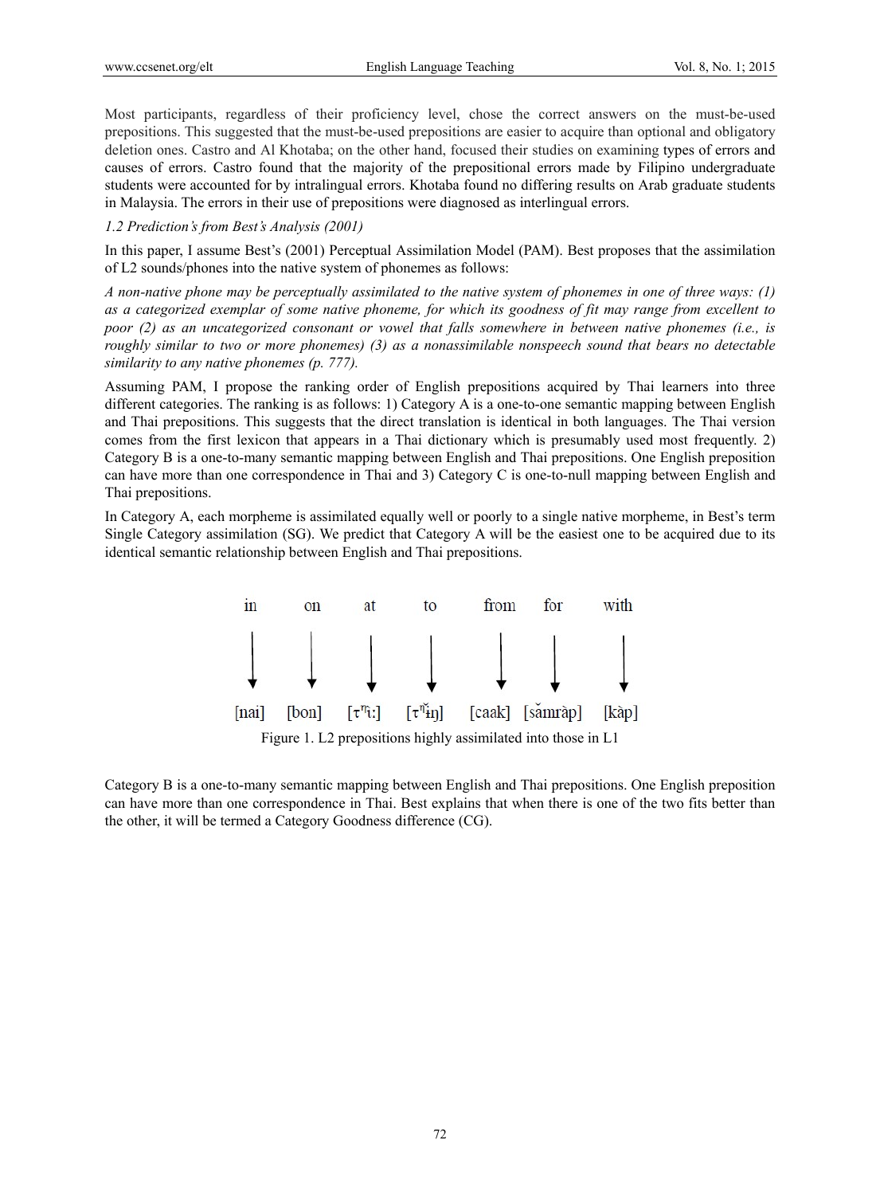Most participants, regardless of their proficiency level, chose the correct answers on the must-be-used prepositions. This suggested that the must-be-used prepositions are easier to acquire than optional and obligatory deletion ones. Castro and Al Khotaba; on the other hand, focused their studies on examining types of errors and causes of errors. Castro found that the majority of the prepositional errors made by Filipino undergraduate students were accounted for by intralingual errors. Khotaba found no differing results on Arab graduate students in Malaysia. The errors in their use of prepositions were diagnosed as interlingual errors.

### *1.2 Prediction's from Best's Analysis (2001)*

In this paper, I assume Best's (2001) Perceptual Assimilation Model (PAM). Best proposes that the assimilation of L2 sounds/phones into the native system of phonemes as follows:

*A non-native phone may be perceptually assimilated to the native system of phonemes in one of three ways: (1) as a categorized exemplar of some native phoneme, for which its goodness of fit may range from excellent to poor (2) as an uncategorized consonant or vowel that falls somewhere in between native phonemes (i.e., is roughly similar to two or more phonemes) (3) as a nonassimilable nonspeech sound that bears no detectable similarity to any native phonemes (p. 777).*

Assuming PAM, I propose the ranking order of English prepositions acquired by Thai learners into three different categories. The ranking is as follows: 1) Category A is a one-to-one semantic mapping between English and Thai prepositions. This suggests that the direct translation is identical in both languages. The Thai version comes from the first lexicon that appears in a Thai dictionary which is presumably used most frequently. 2) Category B is a one-to-many semantic mapping between English and Thai prepositions. One English preposition can have more than one correspondence in Thai and 3) Category C is one-to-null mapping between English and Thai prepositions.

In Category A, each morpheme is assimilated equally well or poorly to a single native morpheme, in Best's term Single Category assimilation (SG). We predict that Category A will be the easiest one to be acquired due to its identical semantic relationship between English and Thai prepositions.

| in | on | at | to | from | for | with |
|---|---|---|---|---|---|---|
| ↓ | ↓ | ↓ | ↓ | ↓ | ↓ | ↓ |
| [nai] | [bon] | [tʰiː] | [tʰɨ̌ŋ] | [caak] | [sǎmràp] | [kàp] |

Figure 1. L2 prepositions highly assimilated into those in L1

Category B is a one-to-many semantic mapping between English and Thai prepositions. One English preposition can have more than one correspondence in Thai. Best explains that when there is one of the two fits better than the other, it will be termed a Category Goodness difference (CG).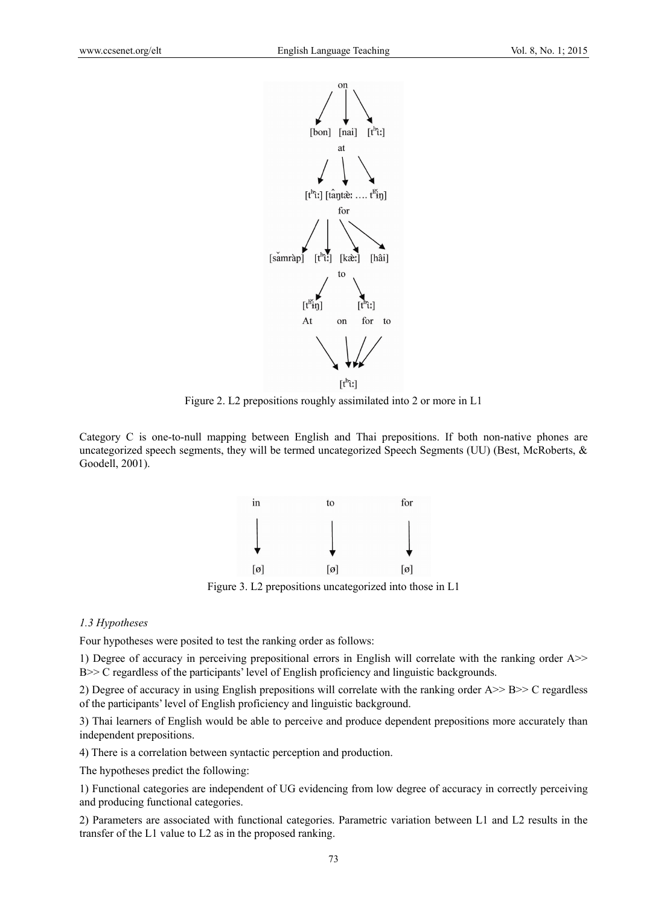on

[bon] [nai] [tʰiː]

at

[tʰiː] [tâŋtæ̀ː …. tʰîŋ]

for

[sǎmràp] [tʰiː] [kæ̀ː] [hâi]

to

[tʰîŋ] [tʰiː]

At on for to

[tʰiː]

Figure 2. L2 prepositions roughly assimilated into 2 or more in L1

Category C is one-to-null mapping between English and Thai prepositions. If both non-native phones are uncategorized speech segments, they will be termed uncategorized Speech Segments (UU) (Best, McRoberts, & Goodell, 2001).

| in | to | for |
|---|---|---|
| [ø] | [ø] | [ø] |

Figure 3. L2 prepositions uncategorized into those in L1

### *1.3 Hypotheses*

Four hypotheses were posited to test the ranking order as follows:

1) Degree of accuracy in perceiving prepositional errors in English will correlate with the ranking order A>> B>> C regardless of the participants' level of English proficiency and linguistic backgrounds.

2) Degree of accuracy in using English prepositions will correlate with the ranking order A>> B>> C regardless of the participants' level of English proficiency and linguistic background.

3) Thai learners of English would be able to perceive and produce dependent prepositions more accurately than independent prepositions.

4) There is a correlation between syntactic perception and production.

The hypotheses predict the following:

1) Functional categories are independent of UG evidencing from low degree of accuracy in correctly perceiving and producing functional categories.

2) Parameters are associated with functional categories. Parametric variation between L1 and L2 results in the transfer of the L1 value to L2 as in the proposed ranking.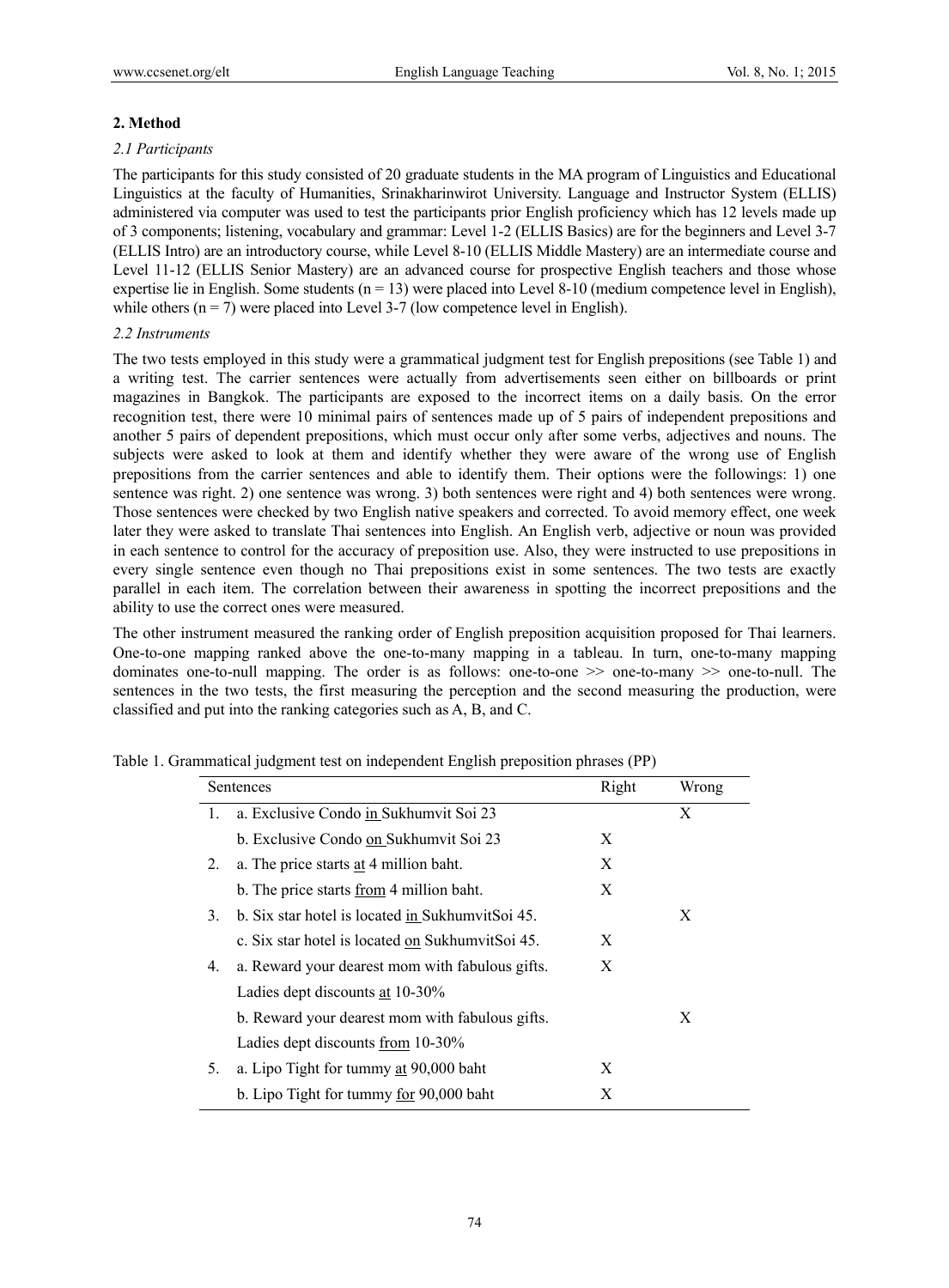## 2. Method

### *2.1 Participants*

The participants for this study consisted of 20 graduate students in the MA program of Linguistics and Educational Linguistics at the faculty of Humanities, Srinakharinwirot University. Language and Instructor System (ELLIS) administered via computer was used to test the participants prior English proficiency which has 12 levels made up of 3 components; listening, vocabulary and grammar: Level 1-2 (ELLIS Basics) are for the beginners and Level 3-7 (ELLIS Intro) are an introductory course, while Level 8-10 (ELLIS Middle Mastery) are an intermediate course and Level 11-12 (ELLIS Senior Mastery) are an advanced course for prospective English teachers and those whose expertise lie in English. Some students (n = 13) were placed into Level 8-10 (medium competence level in English), while others (n = 7) were placed into Level 3-7 (low competence level in English).

### *2.2 Instruments*

The two tests employed in this study were a grammatical judgment test for English prepositions (see Table 1) and a writing test. The carrier sentences were actually from advertisements seen either on billboards or print magazines in Bangkok. The participants are exposed to the incorrect items on a daily basis. On the error recognition test, there were 10 minimal pairs of sentences made up of 5 pairs of independent prepositions and another 5 pairs of dependent prepositions, which must occur only after some verbs, adjectives and nouns. The subjects were asked to look at them and identify whether they were aware of the wrong use of English prepositions from the carrier sentences and able to identify them. Their options were the followings: 1) one sentence was right. 2) one sentence was wrong. 3) both sentences were right and 4) both sentences were wrong. Those sentences were checked by two English native speakers and corrected. To avoid memory effect, one week later they were asked to translate Thai sentences into English. An English verb, adjective or noun was provided in each sentence to control for the accuracy of preposition use. Also, they were instructed to use prepositions in every single sentence even though no Thai prepositions exist in some sentences. The two tests are exactly parallel in each item. The correlation between their awareness in spotting the incorrect prepositions and the ability to use the correct ones were measured.

The other instrument measured the ranking order of English preposition acquisition proposed for Thai learners. One-to-one mapping ranked above the one-to-many mapping in a tableau. In turn, one-to-many mapping dominates one-to-null mapping. The order is as follows: one-to-one >> one-to-many >> one-to-null. The sentences in the two tests, the first measuring the perception and the second measuring the production, were classified and put into the ranking categories such as A, B, and C.

Table 1. Grammatical judgment test on independent English preposition phrases (PP)

| Sentences | | Right | Wrong |
|---|---|---|---|
| 1. | a. Exclusive Condo in Sukhumvit Soi 23 | | X |
| | b. Exclusive Condo on Sukhumvit Soi 23 | X | |
| 2. | a. The price starts at 4 million baht. | X | |
| | b. The price starts from 4 million baht. | X | |
| 3. | b. Six star hotel is located in SukhumvitSoi 45. | | X |
| | c. Six star hotel is located on SukhumvitSoi 45. | X | |
| 4. | a. Reward your dearest mom with fabulous gifts. Ladies dept discounts at 10-30% | X | |
| | b. Reward your dearest mom with fabulous gifts. Ladies dept discounts from 10-30% | | X |
| 5. | a. Lipo Tight for tummy at 90,000 baht | X | |
| | b. Lipo Tight for tummy for 90,000 baht | X | |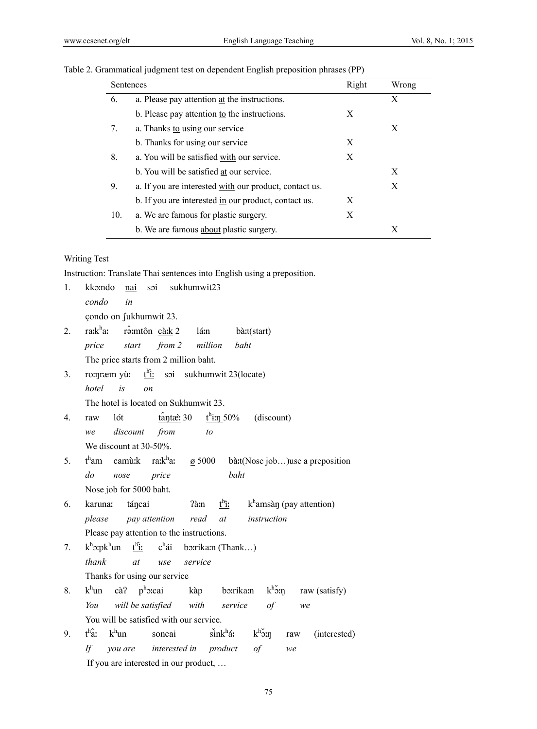Table 2. Grammatical judgment test on dependent English preposition phrases (PP)

| Sentences | | Right | Wrong |
|---|---|---|---|
| 6. | a. Please pay attention <u>at</u> the instructions. | | X |
| | b. Please pay attention <u>to</u> the instructions. | X | |
| 7. | a. Thanks <u>to</u> using our service | | X |
| | b. Thanks <u>for</u> using our service | X | |
| 8. | a. You will be satisfied <u>with</u> our service. | X | |
| | b. You will be satisfied <u>at</u> our service. | | X |
| 9. | a. If you are interested <u>with</u> our product, contact us. | | X |
| | b. If you are interested <u>in</u> our product, contact us. | X | |
| 10. | a. We are famous <u>for</u> plastic surgery. | X | |
| | b. We are famous <u>about</u> plastic surgery. | | X |

Writing Test

Instruction: Translate Thai sentences into English using a preposition.

1. kkɔːndo <u>nai</u> sɔi sukhumwit23
   *condo in*
   çondo on ʃukhumwit 23.

2. raːkʰaː rɔ̂ːmtôn <u>càːk</u> 2 láːn bàːt(start)
   *price start from 2 million baht*
   The price starts from 2 million baht.

3. roːŋræm yùː <u>tʰîː</u> sɔi sukhumwit 23(locate)
   *hotel is on*
   The hotel is located on Sukhumwit 23.

4. raw lót <u>tâŋtæ̀ː</u> 30 <u>tʰɨːŋ</u> 50% (discount)
   *we discount from to*
   We discount at 30-50%.

5. tʰam camùːk raːkʰaː <u>ø</u> 5000 bàːt(Nose job…)use a preposition
   *do nose price baht*
   Nose job for 5000 baht.

6. karunaː táŋcai ʔàːn <u>tʰîː</u> kʰamsàŋ (pay attention)
   *please pay attention read at instruction*
   Please pay attention to the instructions.

7. kʰɔːpkʰun <u>tʰîː</u> cʰái bɔːrikaːn (Thank…)
   *thank at use service*
   Thanks for using our service

8. kʰun càʔ pʰɔːcai kàp bɔːrikaːn kʰɔ̌ːŋ raw (satisfy)
   *You will be satisfied with service of we*
   You will be satisfied with our service.

9. tʰâː kʰun soncai sǐnkʰáː kʰɔ̌ːŋ raw (interested)
   *If you are interested in product of we*
   If you are interested in our product, …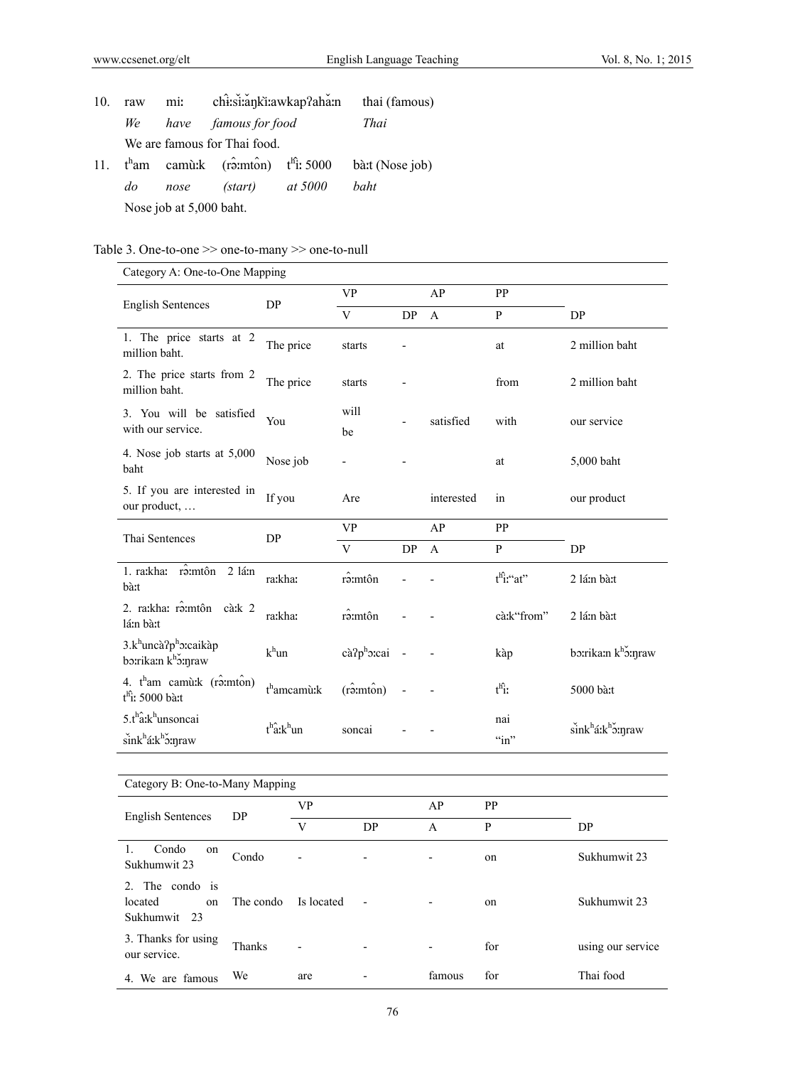10. raw miː chîːsǐːăŋkǐːawkapʔahăːn thai (famous)

   *We have famous for food Thai*

   We are famous for Thai food.

11. tʰam camùːk (rɔ̂ːmtôn) tʰîː 5000 bàːt (Nose job)

   *do nose (start) at 5000 baht*

   Nose job at 5,000 baht.

Table 3. One-to-one >> one-to-many >> one-to-null

| Category A: One-to-One Mapping | | | | | | |
|---|---|---|---|---|---|---|
| English Sentences | DP | VP | | AP | PP | |
| | | V | DP | A | P | DP |
| 1. The price starts at 2 million baht. | The price | starts | - | | at | 2 million baht |
| 2. The price starts from 2 million baht. | The price | starts | - | | from | 2 million baht |
| 3. You will be satisfied with our service. | You | will be | - | satisfied | with | our service |
| 4. Nose job starts at 5,000 baht | Nose job | - | - | | at | 5,000 baht |
| 5. If you are interested in our product, … | If you | Are | | interested | in | our product |
| Thai Sentences | DP | VP | | AP | PP | |
| | | V | DP | A | P | DP |
| 1. raːkhaː rɔ̂ːmtôn 2 láːn bàːt | raːkhaː | rɔ̂ːmtôn | - | - | tʰîː"at" | 2 láːn bàːt |
| 2. raːkhaː rɔ̂ːmtôn càːk 2 láːn bàːt | raːkhaː | rɔ̂ːmtôn | - | - | càːk"from" | 2 láːn bàːt |
| 3.kʰuncàʔpʰɔːcaikàp bɔːrikaːn kʰɔ̌ːŋraw | kʰun | càʔpʰɔːcai | - | - | kàp | bɔːrikaːn kʰɔ̌ːŋraw |
| 4. tʰam camùːk (rɔ̂ːmtôn) tʰîː 5000 bàːt | tʰamcamùːk | (rɔ̂ːmtôn) | - | - | tʰîː | 5000 bàːt |
| 5.tʰâːkʰunsoncai sǐnkʰáːkʰɔ̌ːŋraw | tʰâːkʰun | soncai | - | - | nai "in" | sǐnkʰáːkʰɔ̌ːŋraw |

| Category B: One-to-Many Mapping | | | | | | |
|---|---|---|---|---|---|---|
| English Sentences | DP | VP | | AP | PP | |
| | | V | DP | A | P | DP |
| 1. Condo on Sukhumwit 23 | Condo | - | - | - | on | Sukhumwit 23 |
| 2. The condo is located on Sukhumwit 23 | The condo | Is located | - | - | on | Sukhumwit 23 |
| 3. Thanks for using our service. | Thanks | - | - | - | for | using our service |
| 4. We are famous | We | are | - | famous | for | Thai food |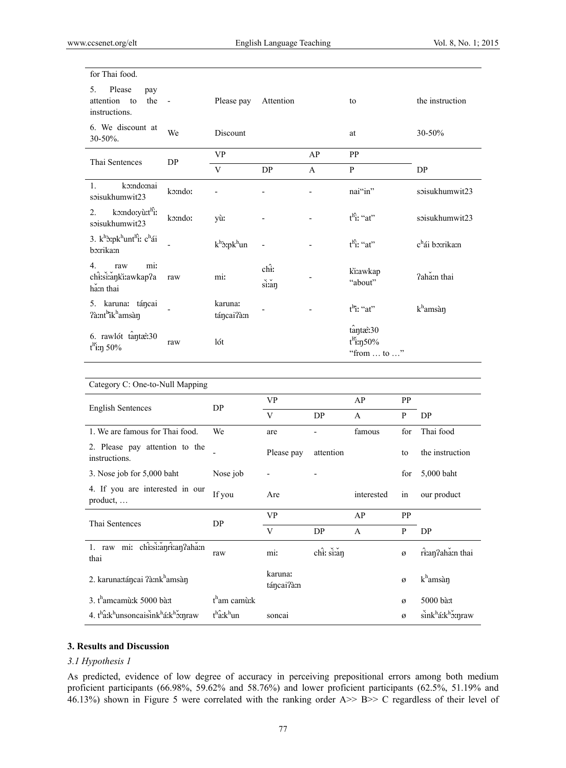| | | | | | | |
|---|---|---|---|---|---|---|
| for Thai food. | | | | | | |
| 5. Please pay attention to the instructions. | - | Please pay | Attention | | to | the instruction |
| 6. We discount at 30-50%. | We | Discount | | | at | 30-50% |

| Thai Sentences | DP | VP | | AP | PP | |
|---|---|---|---|---|---|---|
| | | V | DP | A | P | DP |
| 1. kɔːndoːnai sɔisukhumwit23 | kɔːndoː | - | - | - | nai"in" | sɔisukhumwit23 |
| 2. kɔːndoːyùːtʰîː sɔisukhumwit23 | kɔːndoː | yùː | - | - | tʰîː "at" | sɔisukhumwit23 |
| 3. kʰɔːpkʰuntʰîː cʰái bɔːrikaːn | - | kʰɔːpkʰun | - | - | tʰîː "at" | cʰái bɔːrikaːn |
| 4. raw miː chîːsǐːaŋkìːawkapʔa hǎːn thai | raw | miː | chîː sǐːaŋ | - | kìːawkap "about" | ʔahǎːn thai |
| 5. karunaː táŋcai ʔàːntʰîkʰamsàŋ | - | karunaː táŋcaiʔàːn | - | - | tʰîː "at" | kʰamsàŋ |
| 6. rawlót tâŋtæ̀ː30 tʰǐːŋ 50% | raw | lót | | | tâŋtæ̀ː30 tʰǐːŋ50% "from … to …" | |

| Category C: One-to-Null Mapping | | | | | | |
|---|---|---|---|---|---|---|
| English Sentences | DP | VP | | AP | PP | |
| | | V | DP | A | P | DP |
| 1. We are famous for Thai food. | We | are | - | famous | for | Thai food |
| 2. Please pay attention to the instructions. | - | Please pay | attention | | to | the instruction |
| 3. Nose job for 5,000 baht | Nose job | - | - | | for | 5,000 baht |
| 4. If you are interested in our product, … | If you | Are | | interested | in | our product |
| Thai Sentences | DP | VP | | AP | PP | |
| | | V | DP | A | P | DP |
| 1. raw miː chîːsǐːaŋrîːaŋʔahǎːn thai | raw | miː | chîː sǐːaŋ | | ø | rîːaŋʔahǎːn thai |
| 2. karunaːtáŋcai ʔàːnkʰamsàŋ | | karunaː táŋcaiʔàːn | | | ø | kʰamsàŋ |
| 3. tʰamcamùːk 5000 bàːt | tʰam camùːk | | | | ø | 5000 bàːt |
| 4. tʰâːkʰunsoncaisǐnkʰáːkʰɔ̌ːŋraw | tʰâːkʰun | soncai | | | ø | sǐnkʰáːkʰɔ̌ːŋraw |

## 3. Results and Discussion

### *3.1 Hypothesis 1*

As predicted, evidence of low degree of accuracy in perceiving prepositional errors among both medium proficient participants (66.98%, 59.62% and 58.76%) and lower proficient participants (62.5%, 51.19% and 46.13%) shown in Figure 5 were correlated with the ranking order A>> B>> C regardless of their level of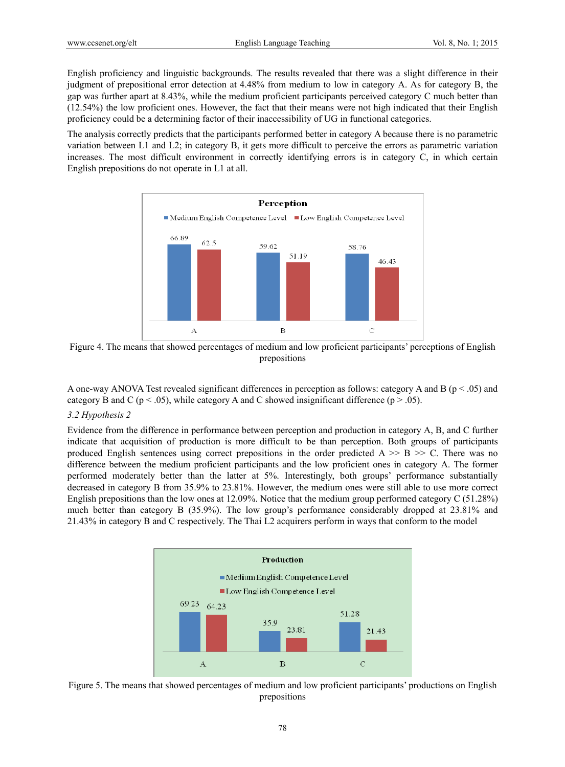English proficiency and linguistic backgrounds. The results revealed that there was a slight difference in their judgment of prepositional error detection at 4.48% from medium to low in category A. As for category B, the gap was further apart at 8.43%, while the medium proficient participants perceived category C much better than (12.54%) the low proficient ones. However, the fact that their means were not high indicated that their English proficiency could be a determining factor of their inaccessibility of UG in functional categories.

The analysis correctly predicts that the participants performed better in category A because there is no parametric variation between L1 and L2; in category B, it gets more difficult to perceive the errors as parametric variation increases. The most difficult environment in correctly identifying errors is in category C, in which certain English prepositions do not operate in L1 at all.

Figure 4. The means that showed percentages of medium and low proficient participants' perceptions of English prepositions

A one-way ANOVA Test revealed significant differences in perception as follows: category A and B ($p < .05$) and category B and C ($p < .05$), while category A and C showed insignificant difference ($p > .05$).

### 3.2 Hypothesis 2

Evidence from the difference in performance between perception and production in category A, B, and C further indicate that acquisition of production is more difficult to be than perception. Both groups of participants produced English sentences using correct prepositions in the order predicted A >> B >> C. There was no difference between the medium proficient participants and the low proficient ones in category A. The former performed moderately better than the latter at 5%. Interestingly, both groups' performance substantially decreased in category B from 35.9% to 23.81%. However, the medium ones were still able to use more correct English prepositions than the low ones at 12.09%. Notice that the medium group performed category C (51.28%) much better than category B (35.9%). The low group's performance considerably dropped at 23.81% and 21.43% in category B and C respectively. The Thai L2 acquirers perform in ways that conform to the model

Figure 5. The means that showed percentages of medium and low proficient participants' productions on English prepositions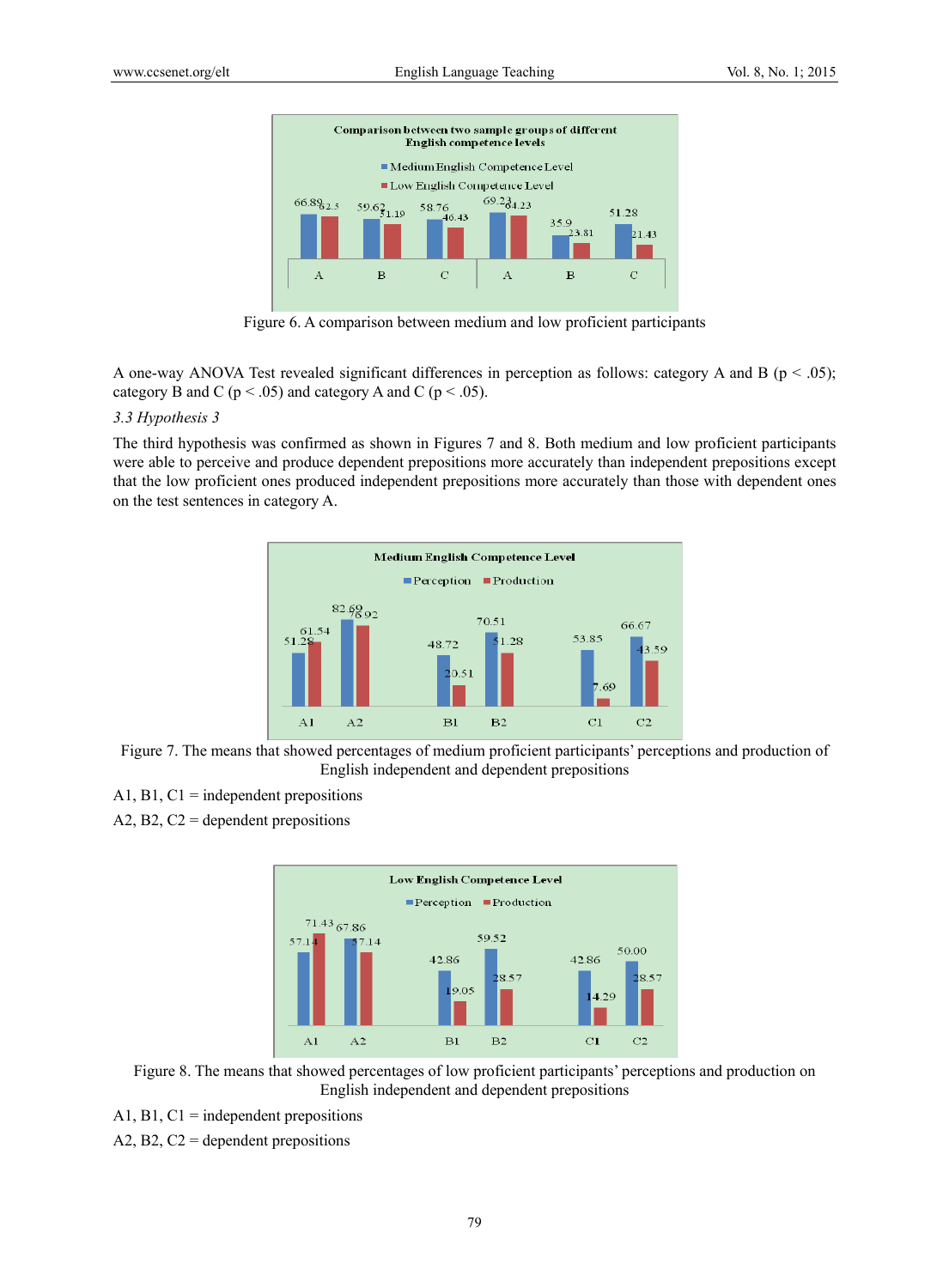Figure 6. A comparison between medium and low proficient participants

A one-way ANOVA Test revealed significant differences in perception as follows: category A and B ($p < .05$); category B and C ($p < .05$) and category A and C ($p < .05$).

### *3.3 Hypothesis 3*

The third hypothesis was confirmed as shown in Figures 7 and 8. Both medium and low proficient participants were able to perceive and produce dependent prepositions more accurately than independent prepositions except that the low proficient ones produced independent prepositions more accurately than those with dependent ones on the test sentences in category A.

Figure 7. The means that showed percentages of medium proficient participants' perceptions and production of English independent and dependent prepositions

A1, B1, C1 = independent prepositions

A2, B2, C2 = dependent prepositions

Figure 8. The means that showed percentages of low proficient participants' perceptions and production on English independent and dependent prepositions

A1, B1, C1 = independent prepositions

A2, B2, C2 = dependent prepositions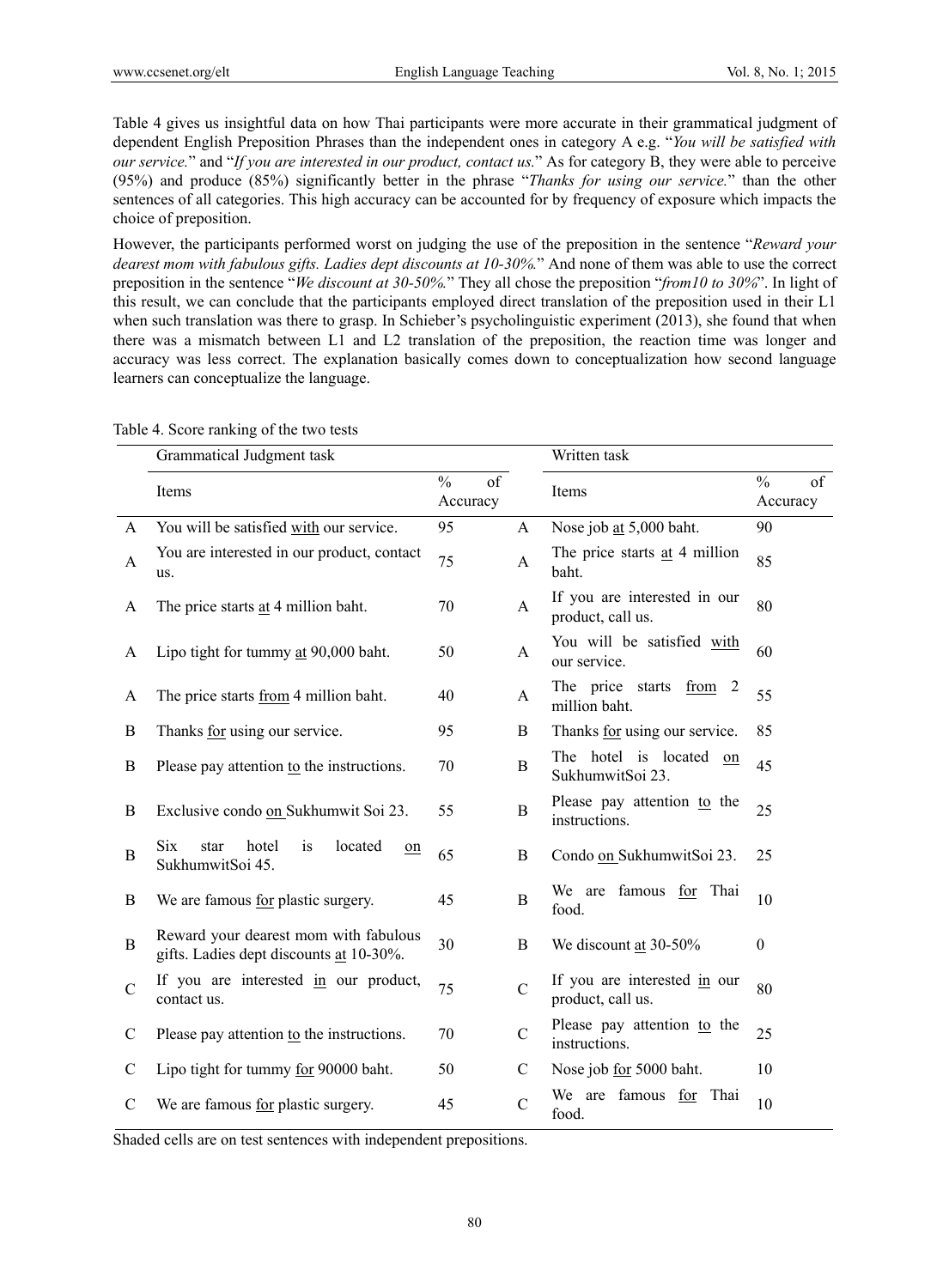Table 4 gives us insightful data on how Thai participants were more accurate in their grammatical judgment of dependent English Preposition Phrases than the independent ones in category A e.g. "*You will be satisfied with our service.*" and "*If you are interested in our product, contact us.*" As for category B, they were able to perceive (95%) and produce (85%) significantly better in the phrase "*Thanks for using our service.*" than the other sentences of all categories. This high accuracy can be accounted for by frequency of exposure which impacts the choice of preposition.

However, the participants performed worst on judging the use of the preposition in the sentence "*Reward your dearest mom with fabulous gifts. Ladies dept discounts at 10-30%.*" And none of them was able to use the correct preposition in the sentence "*We discount at 30-50%.*" They all chose the preposition "*from10 to 30%*". In light of this result, we can conclude that the participants employed direct translation of the preposition used in their L1 when such translation was there to grasp. In Schieber's psycholinguistic experiment (2013), she found that when there was a mismatch between L1 and L2 translation of the preposition, the reaction time was longer and accuracy was less correct. The explanation basically comes down to conceptualization how second language learners can conceptualize the language.

Table 4. Score ranking of the two tests

| | Grammatical Judgment task | | | Written task | |
|---|---|---|---|---|---|
| | Items | % of Accuracy | | Items | % of Accuracy |
| A | You will be satisfied with our service. | 95 | A | Nose job at 5,000 baht. | 90 |
| A | You are interested in our product, contact us. | 75 | A | The price starts at 4 million baht. | 85 |
| A | The price starts at 4 million baht. | 70 | A | If you are interested in our product, call us. | 80 |
| A | Lipo tight for tummy at 90,000 baht. | 50 | A | You will be satisfied with our service. | 60 |
| A | The price starts from 4 million baht. | 40 | A | The price starts from 2 million baht. | 55 |
| B | Thanks for using our service. | 95 | B | Thanks for using our service. | 85 |
| B | Please pay attention to the instructions. | 70 | B | The hotel is located on SukhumwitSoi 23. | 45 |
| B | Exclusive condo on Sukhumwit Soi 23. | 55 | B | Please pay attention to the instructions. | 25 |
| B | Six star hotel is located on SukhumwitSoi 45. | 65 | B | Condo on SukhumwitSoi 23. | 25 |
| B | We are famous for plastic surgery. | 45 | B | We are famous for Thai food. | 10 |
| B | Reward your dearest mom with fabulous gifts. Ladies dept discounts at 10-30%. | 30 | B | We discount at 30-50% | 0 |
| C | If you are interested in our product, contact us. | 75 | C | If you are interested in our product, call us. | 80 |
| C | Please pay attention to the instructions. | 70 | C | Please pay attention to the instructions. | 25 |
| C | Lipo tight for tummy for 90000 baht. | 50 | C | Nose job for 5000 baht. | 10 |
| C | We are famous for plastic surgery. | 45 | C | We are famous for Thai food. | 10 |

Shaded cells are on test sentences with independent prepositions.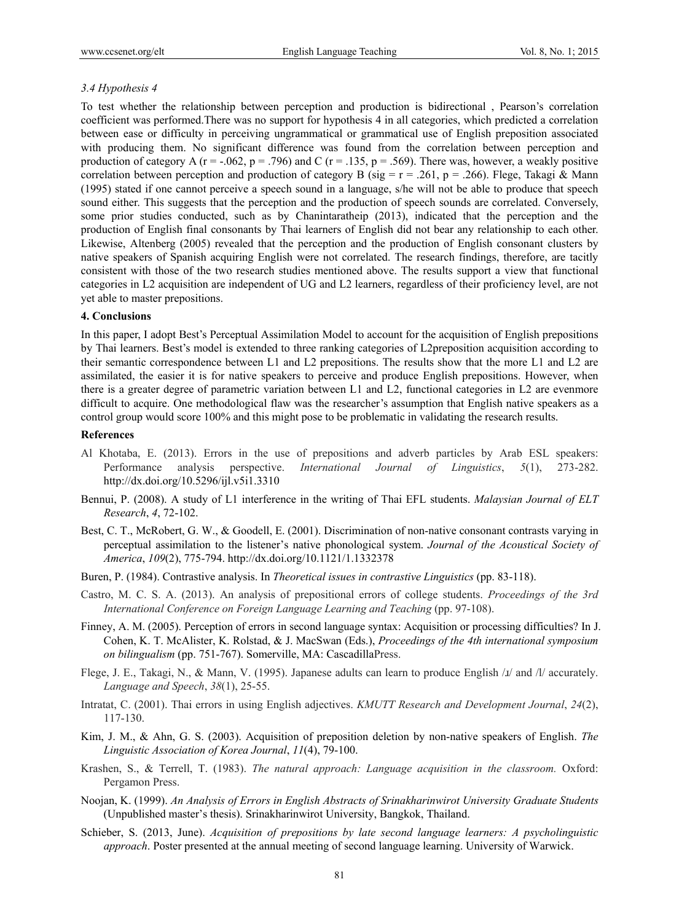*3.4 Hypothesis 4*

To test whether the relationship between perception and production is bidirectional , Pearson's correlation coefficient was performed.There was no support for hypothesis 4 in all categories, which predicted a correlation between ease or difficulty in perceiving ungrammatical or grammatical use of English preposition associated with producing them. No significant difference was found from the correlation between perception and production of category A ($r = -.062$, $p = .796$) and C ($r = .135$, $p = .569$). There was, however, a weakly positive correlation between perception and production of category B (sig = $r = .261$, $p = .266$). Flege, Takagi & Mann (1995) stated if one cannot perceive a speech sound in a language, s/he will not be able to produce that speech sound either. This suggests that the perception and the production of speech sounds are correlated. Conversely, some prior studies conducted, such as by Chanintaratheip (2013), indicated that the perception and the production of English final consonants by Thai learners of English did not bear any relationship to each other. Likewise, Altenberg (2005) revealed that the perception and the production of English consonant clusters by native speakers of Spanish acquiring English were not correlated. The research findings, therefore, are tacitly consistent with those of the two research studies mentioned above. The results support a view that functional categories in L2 acquisition are independent of UG and L2 learners, regardless of their proficiency level, are not yet able to master prepositions.

**4. Conclusions**

In this paper, I adopt Best's Perceptual Assimilation Model to account for the acquisition of English prepositions by Thai learners. Best's model is extended to three ranking categories of L2preposition acquisition according to their semantic correspondence between L1 and L2 prepositions. The results show that the more L1 and L2 are assimilated, the easier it is for native speakers to perceive and produce English prepositions. However, when there is a greater degree of parametric variation between L1 and L2, functional categories in L2 are evenmore difficult to acquire. One methodological flaw was the researcher's assumption that English native speakers as a control group would score 100% and this might pose to be problematic in validating the research results.

**References**

Al Khotaba, E. (2013). Errors in the use of prepositions and adverb particles by Arab ESL speakers: Performance analysis perspective. *International Journal of Linguistics*, *5*(1), 273-282. http://dx.doi.org/10.5296/ijl.v5i1.3310

Bennui, P. (2008). A study of L1 interference in the writing of Thai EFL students. *Malaysian Journal of ELT Research*, *4*, 72-102.

Best, C. T., McRobert, G. W., & Goodell, E. (2001). Discrimination of non-native consonant contrasts varying in perceptual assimilation to the listener's native phonological system. *Journal of the Acoustical Society of America*, *109*(2), 775-794. http://dx.doi.org/10.1121/1.1332378

Buren, P. (1984). Contrastive analysis. In *Theoretical issues in contrastive Linguistics* (pp. 83-118).

Castro, M. C. S. A. (2013). An analysis of prepositional errors of college students. *Proceedings of the 3rd International Conference on Foreign Language Learning and Teaching* (pp. 97-108).

Finney, A. M. (2005). Perception of errors in second language syntax: Acquisition or processing difficulties? In J. Cohen, K. T. McAlister, K. Rolstad, & J. MacSwan (Eds.), *Proceedings of the 4th international symposium on bilingualism* (pp. 751-767). Somerville, MA: CascadillaPress.

Flege, J. E., Takagi, N., & Mann, V. (1995). Japanese adults can learn to produce English /ɹ/ and /l/ accurately. *Language and Speech*, *38*(1), 25-55.

Intratat, C. (2001). Thai errors in using English adjectives. *KMUTT Research and Development Journal*, *24*(2), 117-130.

Kim, J. M., & Ahn, G. S. (2003). Acquisition of preposition deletion by non-native speakers of English. *The Linguistic Association of Korea Journal*, *11*(4), 79-100.

Krashen, S., & Terrell, T. (1983). *The natural approach: Language acquisition in the classroom.* Oxford: Pergamon Press.

Noojan, K. (1999). *An Analysis of Errors in English Abstracts of Srinakharinwirot University Graduate Students* (Unpublished master's thesis). Srinakharinwirot University, Bangkok, Thailand.

Schieber, S. (2013, June). *Acquisition of prepositions by late second language learners: A psycholinguistic approach*. Poster presented at the annual meeting of second language learning. University of Warwick.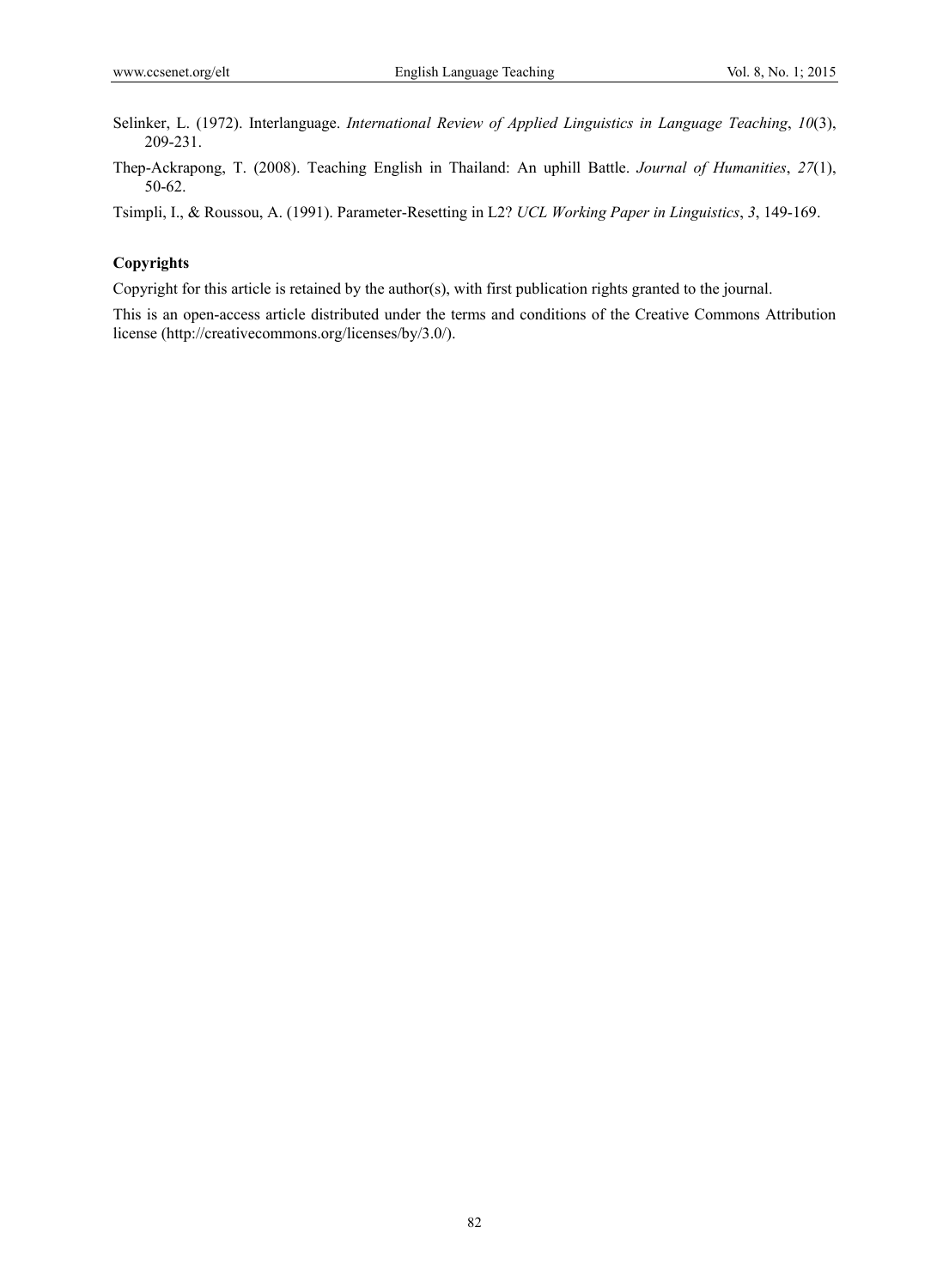Selinker, L. (1972). Interlanguage. *International Review of Applied Linguistics in Language Teaching*, *10*(3), 209-231.

Thep-Ackrapong, T. (2008). Teaching English in Thailand: An uphill Battle. *Journal of Humanities*, *27*(1), 50-62.

Tsimpli, I., & Roussou, A. (1991). Parameter-Resetting in L2? *UCL Working Paper in Linguistics*, *3*, 149-169.

**Copyrights**

Copyright for this article is retained by the author(s), with first publication rights granted to the journal.

This is an open-access article distributed under the terms and conditions of the Creative Commons Attribution license (http://creativecommons.org/licenses/by/3.0/).